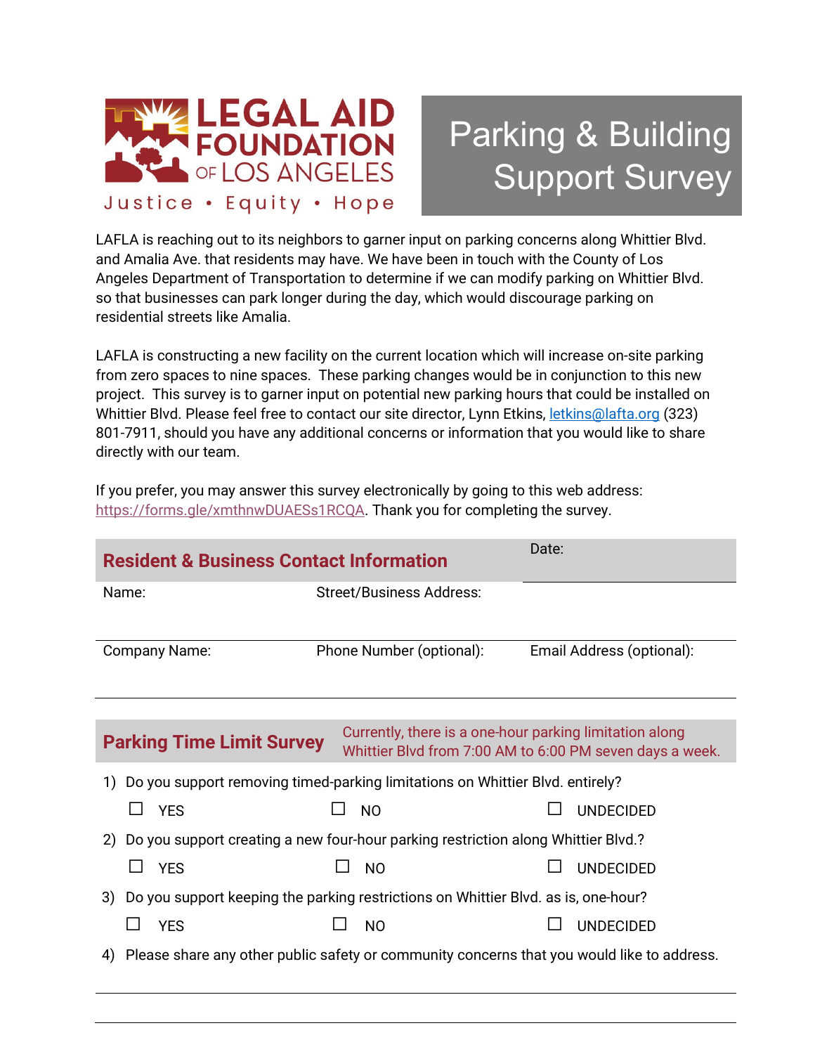LEGAL AID FOUNDATION OF LOS ANGELES

Justice • Equity • Hope

# Parking & Building Support Survey

LAFLA is reaching out to its neighbors to garner input on parking concerns along Whittier Blvd. and Amalia Ave. that residents may have. We have been in touch with the County of Los Angeles Department of Transportation to determine if we can modify parking on Whittier Blvd. so that businesses can park longer during the day, which would discourage parking on residential streets like Amalia.

LAFLA is constructing a new facility on the current location which will increase on-site parking from zero spaces to nine spaces. These parking changes would be in conjunction to this new project. This survey is to garner input on potential new parking hours that could be installed on Whittier Blvd. Please feel free to contact our site director, Lynn Etkins, letkins@lafta.org (323) 801-7911, should you have any additional concerns or information that you would like to share directly with our team.

If you prefer, you may answer this survey electronically by going to this web address: https://forms.gle/xmthnwDUAESs1RCQA. Thank you for completing the survey.

## Resident & Business Contact Information

| | | Date: |
|---|---|---|
| Name: | Street/Business Address: | |
| Company Name: | Phone Number (optional): | Email Address (optional): |

## Parking Time Limit Survey

Currently, there is a one-hour parking limitation along Whittier Blvd from 7:00 AM to 6:00 PM seven days a week.

1) Do you support removing timed-parking limitations on Whittier Blvd. entirely?

☐ YES ☐ NO ☐ UNDECIDED

2) Do you support creating a new four-hour parking restriction along Whittier Blvd.?

☐ YES ☐ NO ☐ UNDECIDED

3) Do you support keeping the parking restrictions on Whittier Blvd. as is, one-hour?

☐ YES ☐ NO ☐ UNDECIDED

4) Please share any other public safety or community concerns that you would like to address.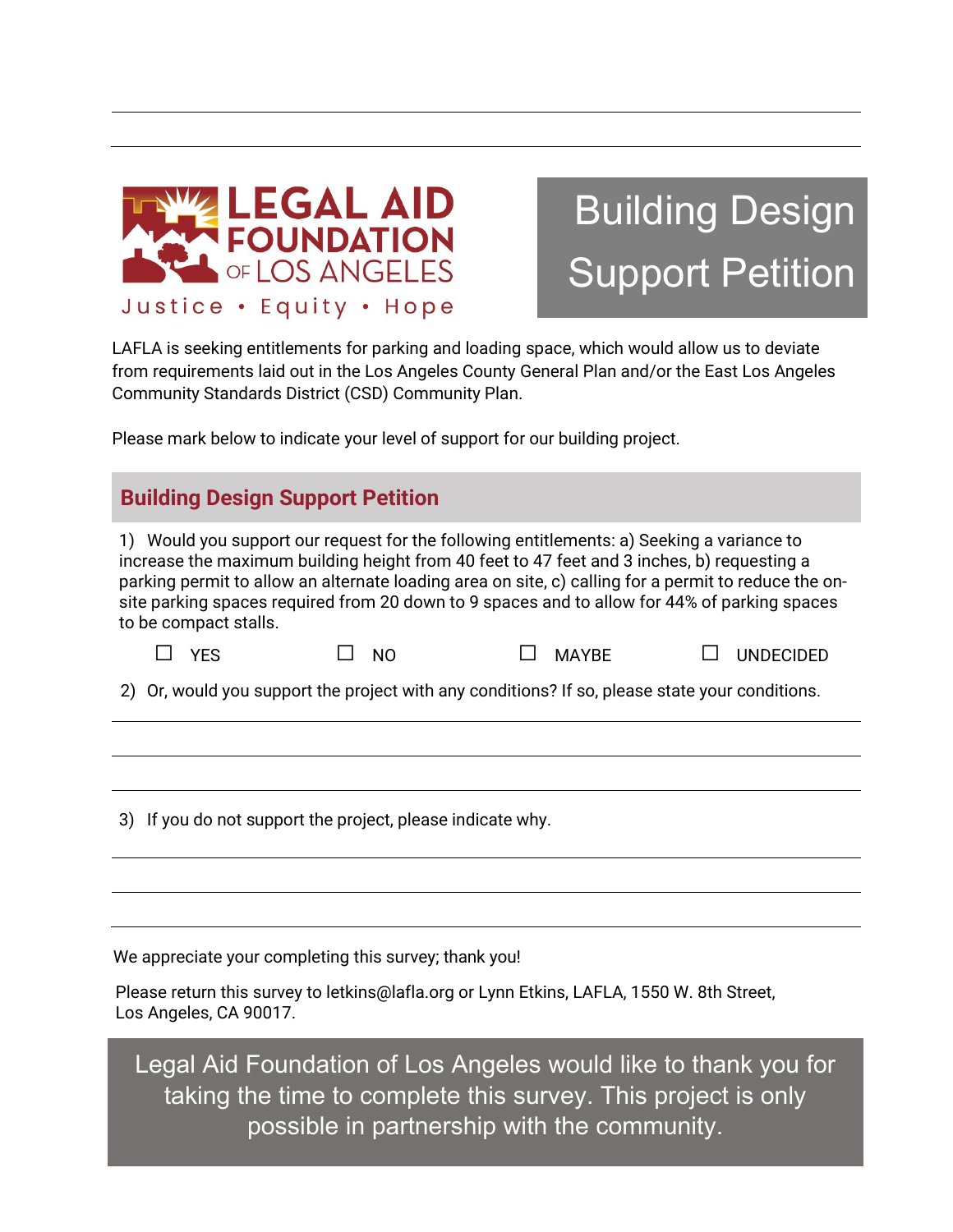LEGAL AID FOUNDATION OF LOS ANGELES

Justice • Equity • Hope

# Building Design Support Petition

LAFLA is seeking entitlements for parking and loading space, which would allow us to deviate from requirements laid out in the Los Angeles County General Plan and/or the East Los Angeles Community Standards District (CSD) Community Plan.

Please mark below to indicate your level of support for our building project.

## Building Design Support Petition

1) Would you support our request for the following entitlements: a) Seeking a variance to increase the maximum building height from 40 feet to 47 feet and 3 inches, b) requesting a parking permit to allow an alternate loading area on site, c) calling for a permit to reduce the on-site parking spaces required from 20 down to 9 spaces and to allow for 44% of parking spaces to be compact stalls.

☐ YES ☐ NO ☐ MAYBE ☐ UNDECIDED

2) Or, would you support the project with any conditions? If so, please state your conditions.

___

___

___

3) If you do not support the project, please indicate why.

___

___

___

We appreciate your completing this survey; thank you!

Please return this survey to letkins@lafla.org or Lynn Etkins, LAFLA, 1550 W. 8th Street, Los Angeles, CA 90017.

Legal Aid Foundation of Los Angeles would like to thank you for taking the time to complete this survey. This project is only possible in partnership with the community.